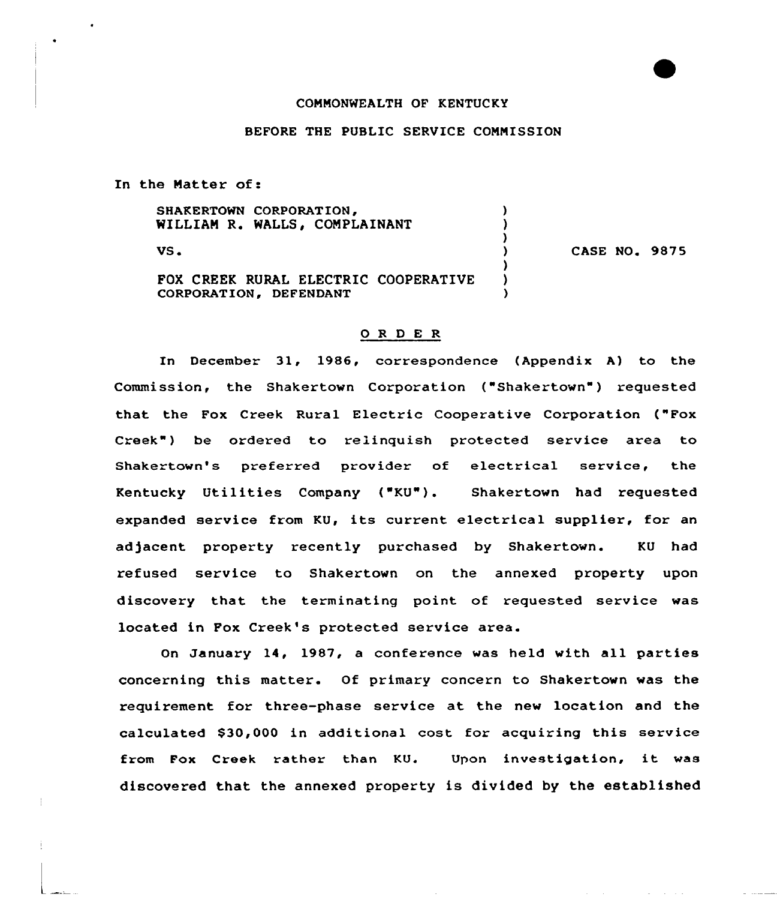COMMONWEALTH OF KENTUCKY

BEFORE THE PUBLIC SERVICE COMMISSION

In the Matter of:

| | | |
|---|---|---|
| SHAKERTOWN CORPORATION, WILLIAM R. WALLS, COMPLAINANT<br><br>VS.<br><br>FOX CREEK RURAL ELECTRIC COOPERATIVE CORPORATION, DEFENDANT | ) | CASE NO. 9875 |

## O R D E R

In December 31, 1986, correspondence (Appendix A) to the Commission, the Shakertown Corporation ("Shakertown") requested that the Fox Creek Rural Electric Cooperative Corporation ("Fox Creek") be ordered to relinquish protected service area to Shakertown's preferred provider of electrical service, the Kentucky Utilities Company ("KU"). Shakertown had requested expanded service from KU, its current electrical supplier, for an adjacent property recently purchased by Shakertown. KU had refused service to Shakertown on the annexed property upon discovery that the terminating point of requested service was located in Fox Creek's protected service area.

On January 14, 1987, a conference was held with all parties concerning this matter. Of primary concern to Shakertown was the requirement for three-phase service at the new location and the calculated $30,000 in additional cost for acquiring this service from Fox Creek rather than KU. Upon investigation, it was discovered that the annexed property is divided by the established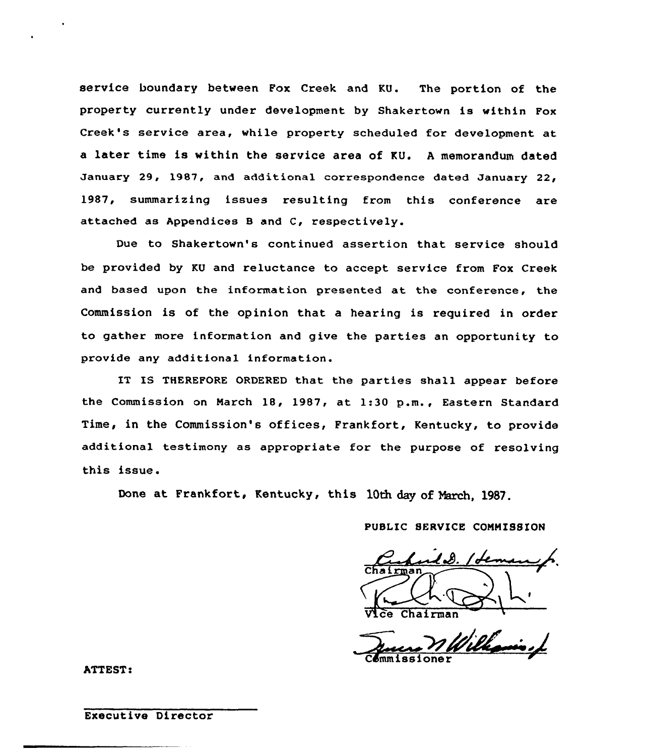service boundary between Fox Creek and KU. The portion of the property currently under development by Shakertown is within Fox Creek's service area, while property scheduled for development at a later time is within the service area of KU. A memorandum dated January 29, 1987, and additional correspondence dated January 22, 1987, summarizing issues resulting from this conference are attached as Appendices B and C, respectively.

Due to Shakertown's continued assertion that service should be provided by KU and reluctance to accept service from Fox Creek and based upon the information presented at the conference, the Commission is of the opinion that a hearing is required in order to gather more information and give the parties an opportunity to provide any additional information.

IT IS THEREFORE ORDERED that the parties shall appear before the Commission on March 18, 1987, at 1:30 p.m., Eastern Standard Time, in the Commission's offices, Frankfort, Kentucky, to provide additional testimony as appropriate for the purpose of resolving this issue.

Done at Frankfort, Kentucky, this 10th day of March, 1987.

PUBLIC SERVICE COMMISSION

Chairman

Vice Chairman

Commissioner

ATTEST:

Executive Director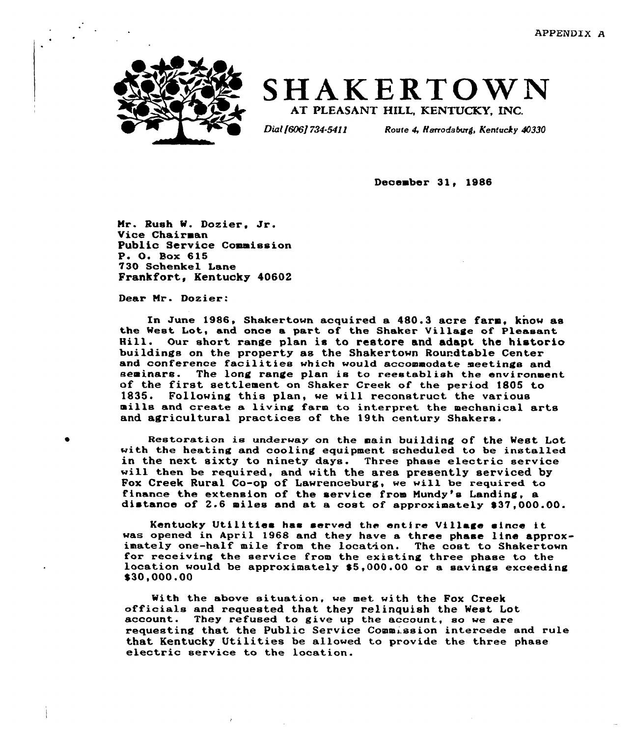APPENDIX A

# SHAKERTOWN

AT PLEASANT HILL, KENTUCKY, INC.

*Dial (606) 734-5411* *Route 4, Harrodsburg, Kentucky 40330*

December 31, 1986

Mr. Rush W. Dozier, Jr.
Vice Chairman
Public Service Commission
P. O. Box 615
730 Schenkel Lane
Frankfort, Kentucky 40602

Dear Mr. Dozier:

In June 1986, Shakertown acquired a 480.3 acre farm, know as the West Lot, and once a part of the Shaker Village of Pleasant Hill. Our short range plan is to restore and adapt the historic buildings on the property as the Shakertown Roundtable Center and conference facilities which would accommodate meetings and seminars. The long range plan is to reestablish the environment of the first settlement on Shaker Creek of the period 1805 to 1835. Following this plan, we will reconstruct the various mills and create a living farm to interpret the mechanical arts and agricultural practices of the 19th century Shakers.

Restoration is underway on the main building of the West Lot with the heating and cooling equipment scheduled to be installed in the next sixty to ninety days. Three phase electric service will then be required, and with the area presently serviced by Fox Creek Rural Co-op of Lawrenceburg, we will be required to finance the extension of the service from Mundy's Landing, a distance of 2.6 miles and at a cost of approximately $37,000.00.

Kentucky Utilities has served the entire Village since it was opened in April 1968 and they have a three phase line approximately one-half mile from the location. The cost to Shakertown for receiving the service from the existing three phase to the location would be approximately $5,000.00 or a savings exceeding $30,000.00

With the above situation, we met with the Fox Creek officials and requested that they relinquish the West Lot account. They refused to give up the account, so we are requesting that the Public Service Commission intercede and rule that Kentucky Utilities be allowed to provide the three phase electric service to the location.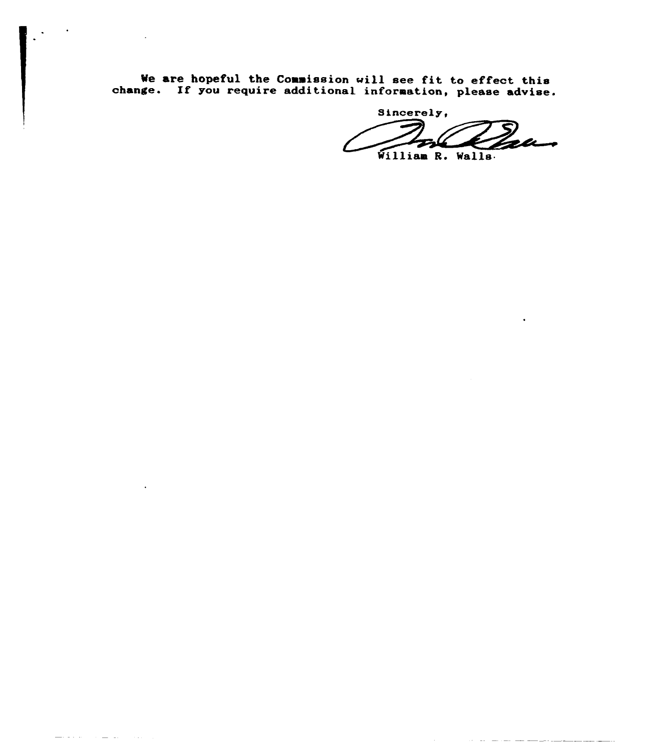We are hopeful the Commission will see fit to effect this change. If you require additional information, please advise.

Sincerely,

William R. Walls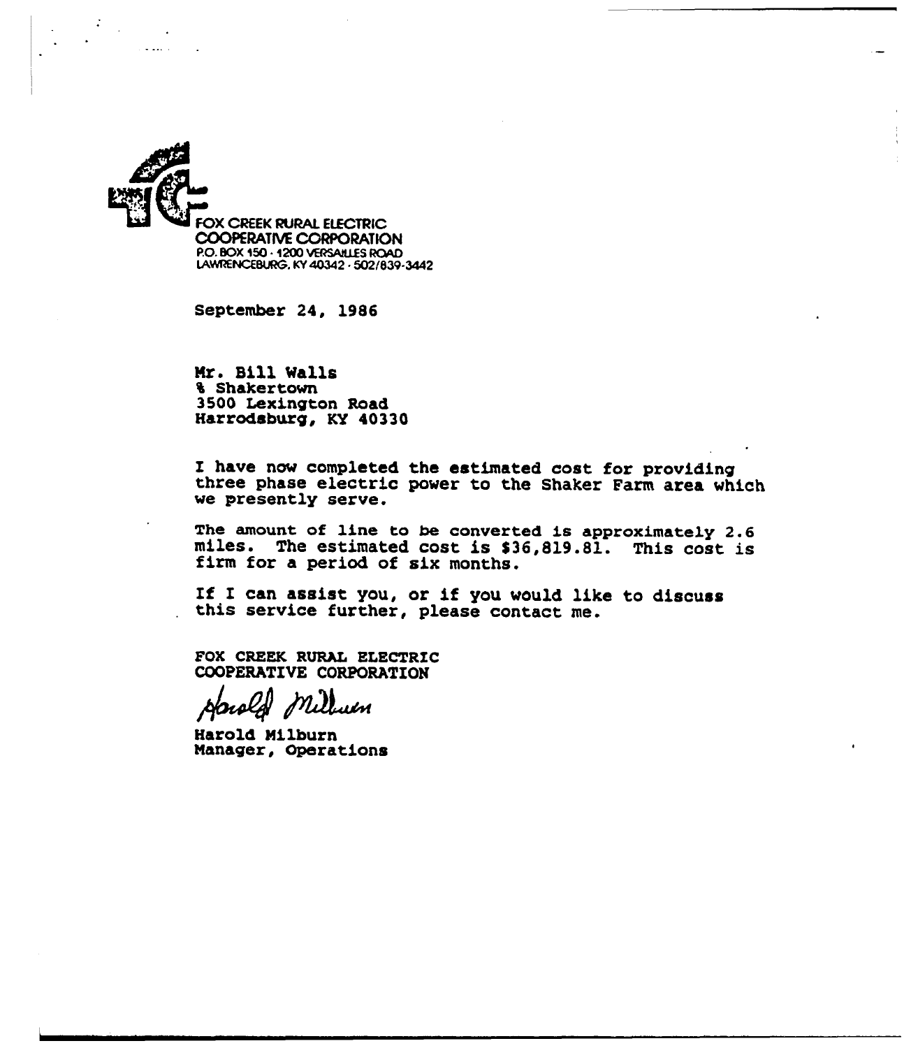FOX CREEK RURAL ELECTRIC
COOPERATIVE CORPORATION
P.O. BOX 150 · 1200 VERSAILLES ROAD
LAWRENCEBURG, KY 40342 · 502/839-3442

September 24, 1986

Mr. Bill Walls
% Shakertown
3500 Lexington Road
Harrodsburg, KY 40330

I have now completed the estimated cost for providing three phase electric power to the Shaker Farm area which we presently serve.

The amount of line to be converted is approximately 2.6 miles. The estimated cost is $36,819.81. This cost is firm for a period of six months.

If I can assist you, or if you would like to discuss this service further, please contact me.

FOX CREEK RURAL ELECTRIC
COOPERATIVE CORPORATION

Harold Milburn

Harold Milburn
Manager, Operations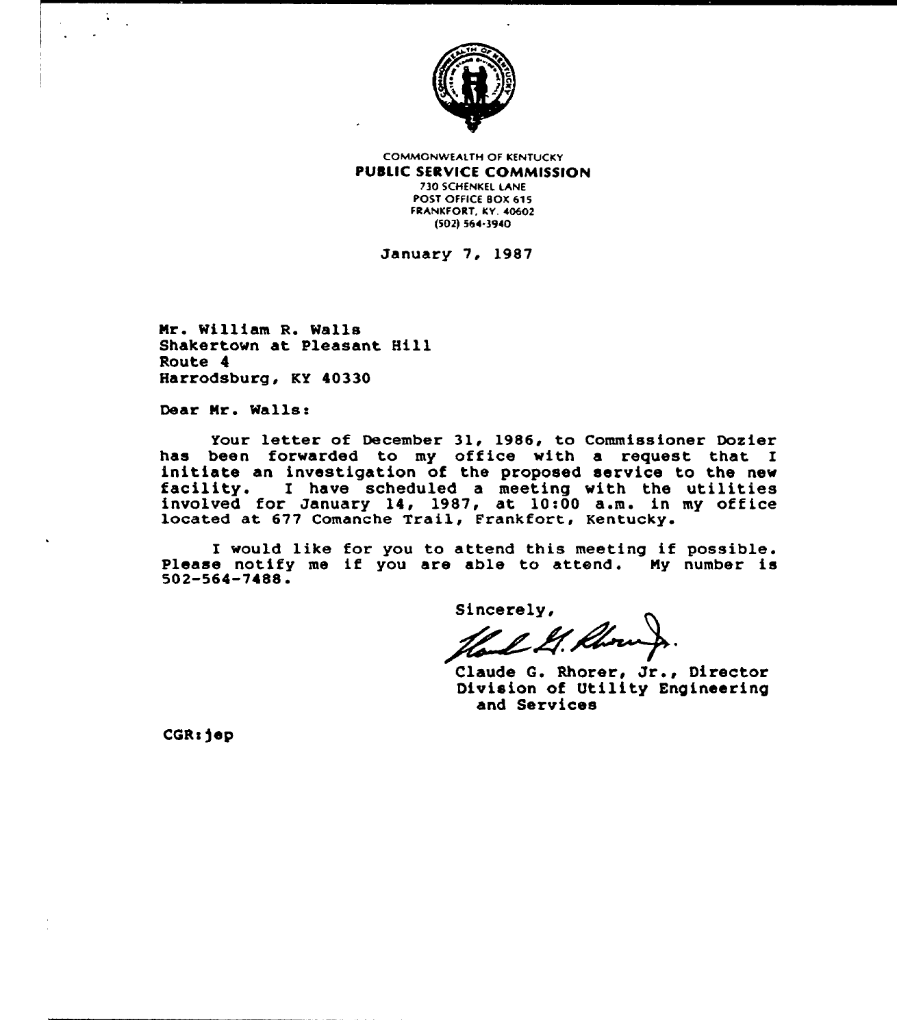COMMONWEALTH OF KENTUCKY
**PUBLIC SERVICE COMMISSION**
730 SCHENKEL LANE
POST OFFICE BOX 615
FRANKFORT, KY. 40602
(502) 564-3940

January 7, 1987

Mr. William R. Walls
Shakertown at Pleasant Hill
Route 4
Harrodsburg, KY 40330

Dear Mr. Walls:

Your letter of December 31, 1986, to Commissioner Dozier has been forwarded to my office with a request that I initiate an investigation of the proposed service to the new facility. I have scheduled a meeting with the utilities involved for January 14, 1987, at 10:00 a.m. in my office located at 677 Comanche Trail, Frankfort, Kentucky.

I would like for you to attend this meeting if possible. Please notify me if you are able to attend. My number is 502-564-7488.

Sincerely,

Claude G. Rhorer, Jr., Director
Division of Utility Engineering and Services

CGR:jep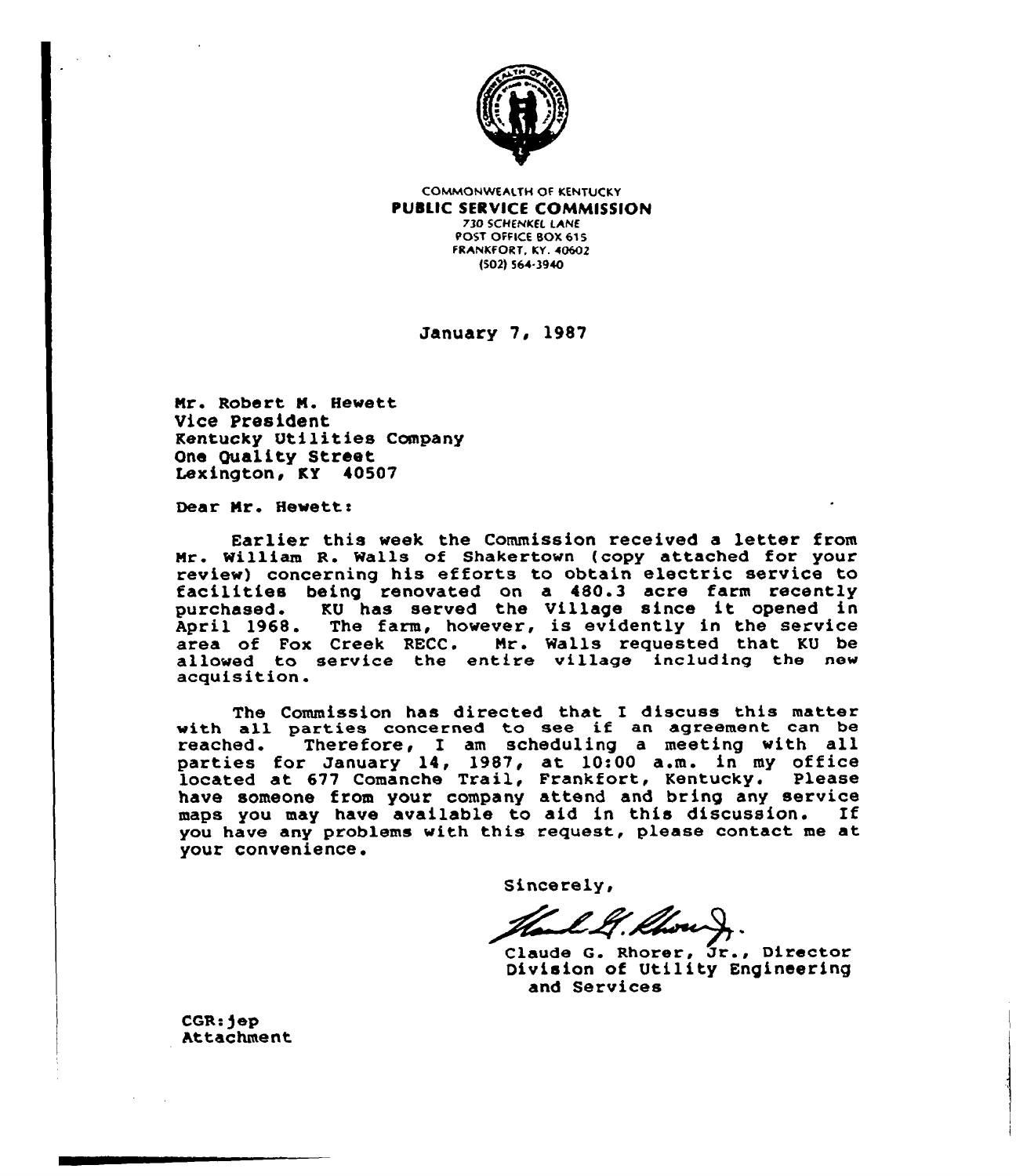COMMONWEALTH OF KENTUCKY

**PUBLIC SERVICE COMMISSION**

730 SCHENKEL LANE
POST OFFICE BOX 615
FRANKFORT, KY. 40602
(502) 564-3940

January 7, 1987

Mr. Robert M. Hewett
Vice President
Kentucky Utilities Company
One Quality Street
Lexington, KY 40507

Dear Mr. Hewett:

Earlier this week the Commission received a letter from Mr. William R. Walls of Shakertown (copy attached for your review) concerning his efforts to obtain electric service to facilities being renovated on a 480.3 acre farm recently purchased. KU has served the Village since it opened in April 1968. The farm, however, is evidently in the service area of Fox Creek RECC. Mr. Walls requested that KU be allowed to service the entire village including the new acquisition.

The Commission has directed that I discuss this matter with all parties concerned to see if an agreement can be reached. Therefore, I am scheduling a meeting with all parties for January 14, 1987, at 10:00 a.m. in my office located at 677 Comanche Trail, Frankfort, Kentucky. Please have someone from your company attend and bring any service maps you may have available to aid in this discussion. If you have any problems with this request, please contact me at your convenience.

Sincerely,

Claude G. Rhorer, Jr., Director
Division of Utility Engineering
and Services

CGR:jep
Attachment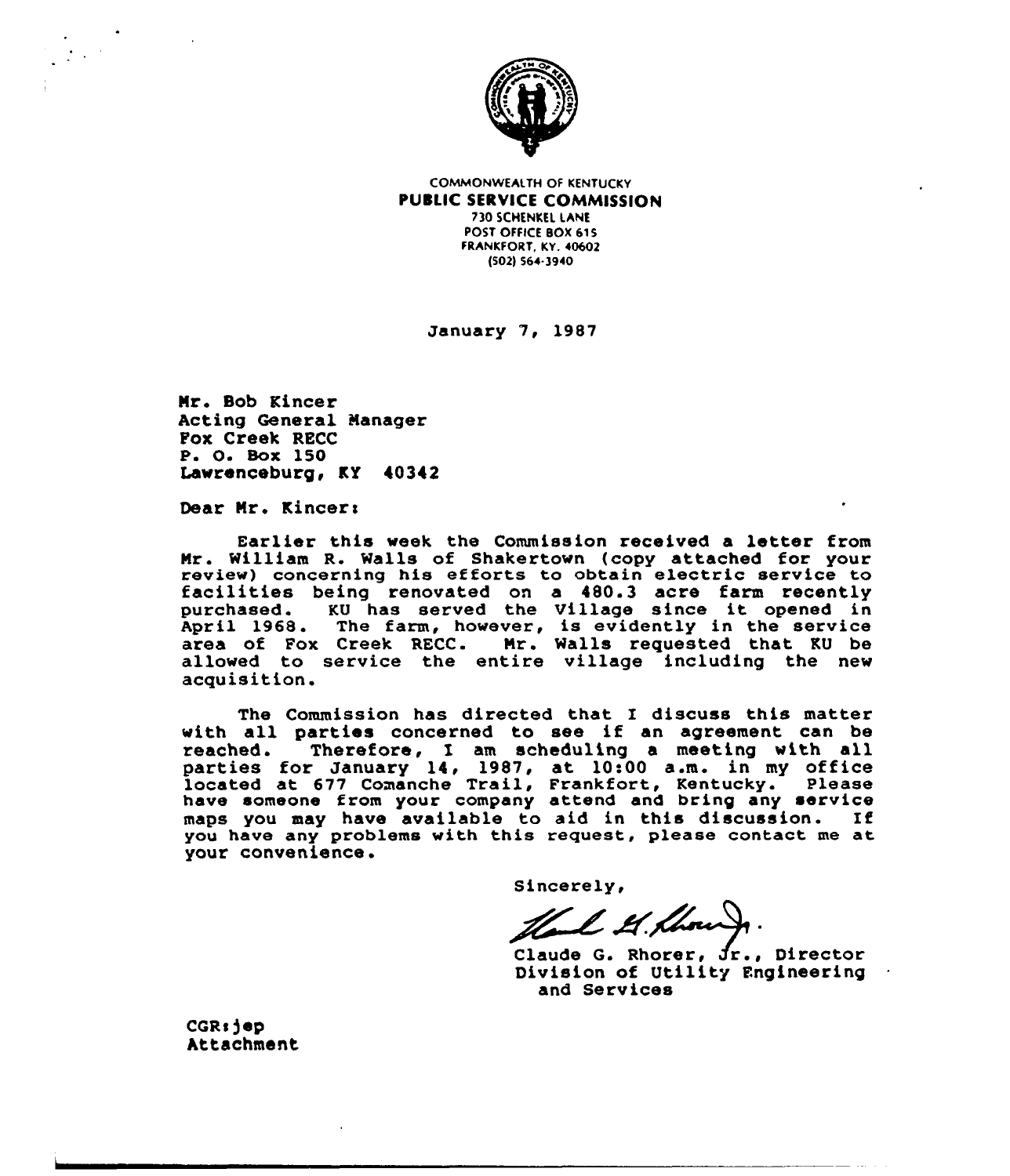COMMONWEALTH OF KENTUCKY
**PUBLIC SERVICE COMMISSION**
730 SCHENKEL LANE
POST OFFICE BOX 615
FRANKFORT, KY. 40602
(502) 564-3940

January 7, 1987

Mr. Bob Kincer
Acting General Manager
Fox Creek RECC
P. O. Box 150
Lawrenceburg, KY 40342

Dear Mr. Kincer:

Earlier this week the Commission received a letter from Mr. William R. Walls of Shakertown (copy attached for your review) concerning his efforts to obtain electric service to facilities being renovated on a 480.3 acre farm recently purchased. KU has served the Village since it opened in April 1968. The farm, however, is evidently in the service area of Fox Creek RECC. Mr. Walls requested that KU be allowed to service the entire village including the new acquisition.

The Commission has directed that I discuss this matter with all parties concerned to see if an agreement can be reached. Therefore, I am scheduling a meeting with all parties for January 14, 1987, at 10:00 a.m. in my office located at 677 Comanche Trail, Frankfort, Kentucky. Please have someone from your company attend and bring any service maps you may have available to aid in this discussion. If you have any problems with this request, please contact me at your convenience.

Sincerely,

Claude G. Rhorer, Jr., Director
Division of Utility Engineering
and Services

CGR:jep
Attachment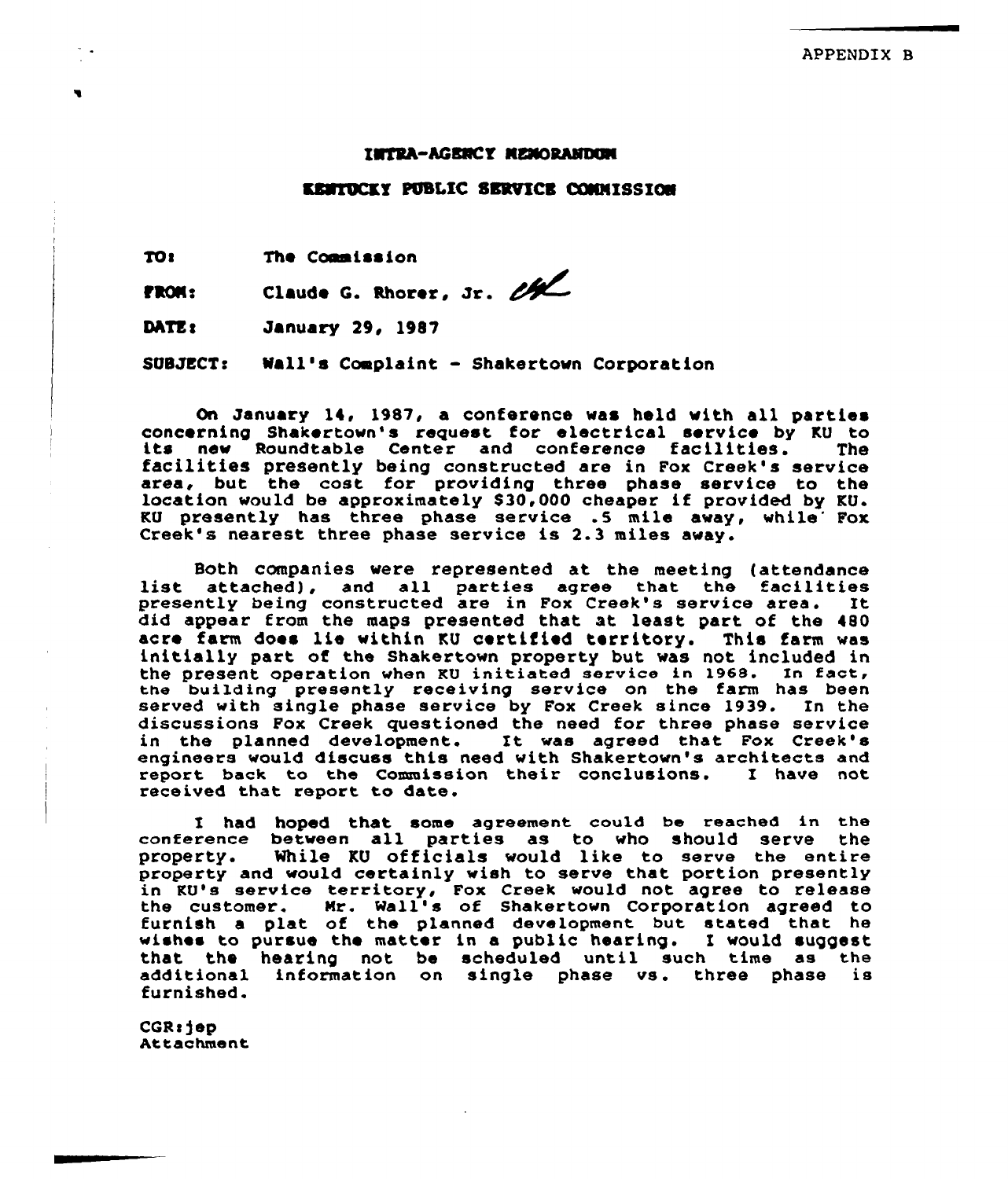APPENDIX B

## INTRA-AGENCY MEMORANDUM

## KENTUCKY PUBLIC SERVICE COMMISSION

**TO:** The Commission

**FROM:** Claude G. Rhorer, Jr. *CGR*

**DATE:** January 29, 1987

**SUBJECT:** Wall's Complaint - Shakertown Corporation

On January 14, 1987, a conference was held with all parties concerning Shakertown's request for electrical service by KU to its new Roundtable Center and conference facilities. The facilities presently being constructed are in Fox Creek's service area, but the cost for providing three phase service to the location would be approximately $30,000 cheaper if provided by KU. KU presently has three phase service .5 mile away, while Fox Creek's nearest three phase service is 2.3 miles away.

Both companies were represented at the meeting (attendance list attached), and all parties agree that the facilities presently being constructed are in Fox Creek's service area. It did appear from the maps presented that at least part of the 480 acre farm does lie within KU certified territory. This farm was initially part of the Shakertown property but was not included in the present operation when KU initiated service in 1968. In fact, the building presently receiving service on the farm has been served with single phase service by Fox Creek since 1939. In the discussions Fox Creek questioned the need for three phase service in the planned development. It was agreed that Fox Creek's engineers would discuss this need with Shakertown's architects and report back to the Commission their conclusions. I have not received that report to date.

I had hoped that some agreement could be reached in the conference between all parties as to who should serve the property. While KU officials would like to serve the entire property and would certainly wish to serve that portion presently in KU's service territory, Fox Creek would not agree to release the customer. Mr. Wall's of Shakertown Corporation agreed to furnish a plat of the planned development but stated that he wishes to pursue the matter in a public hearing. I would suggest that the hearing not be scheduled until such time as the additional information on single phase vs. three phase is furnished.

CGR:jep
Attachment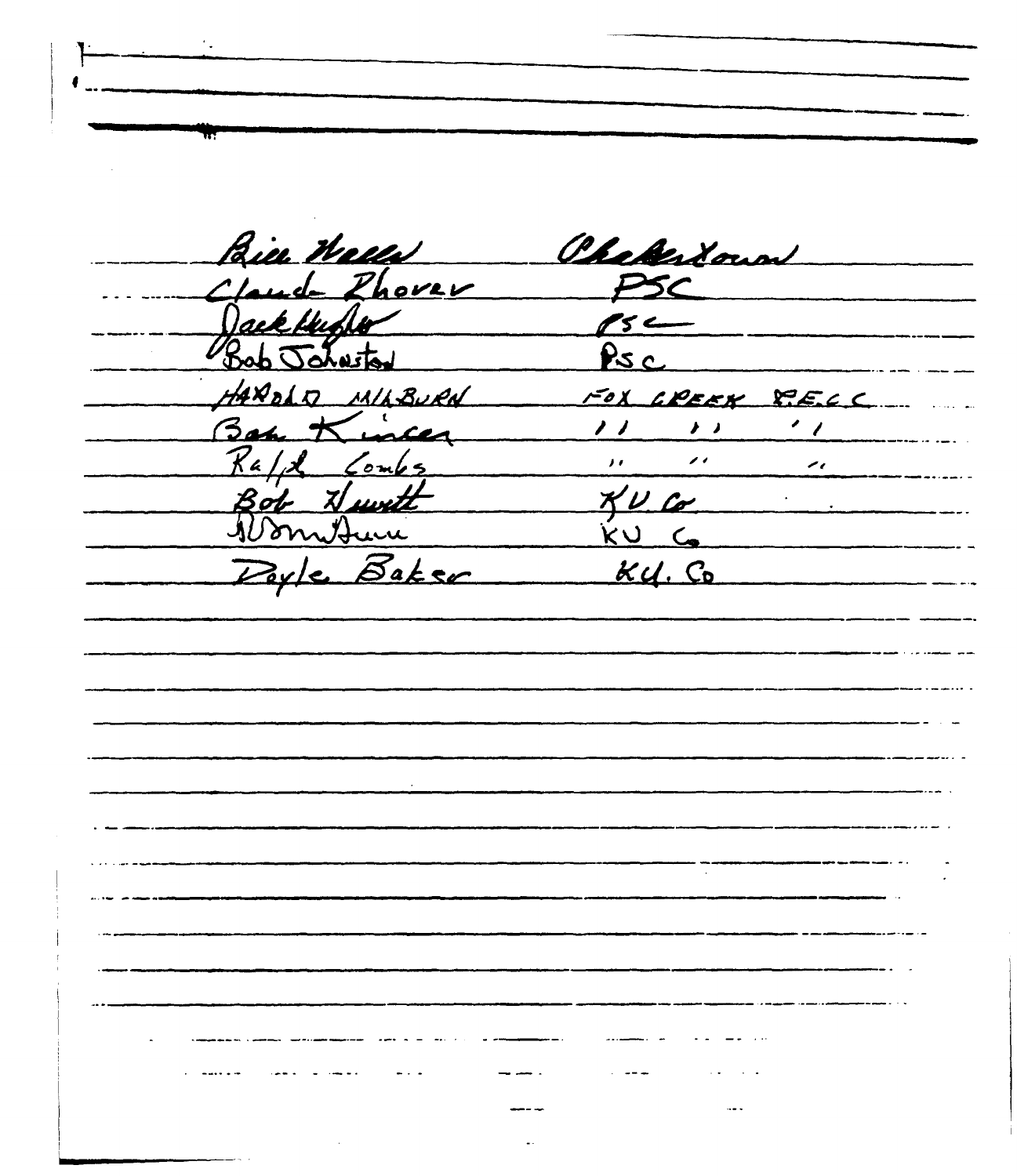| | |
|---|---|
| Bill Wells | Charlestown |
| Claude Rhorer | PSC |
| Jack Hughes | PSC |
| Bob Johnston | PSC |
| HAROLD MILBURN | FOX CREEK R.E.C.C |
| Ban Kincer | " " " |
| Ralph Combs | " " " |
| Bob Hewett | KU Co |
| Norm Hunn | KU Co |
| Doyle Baker | KU. Co |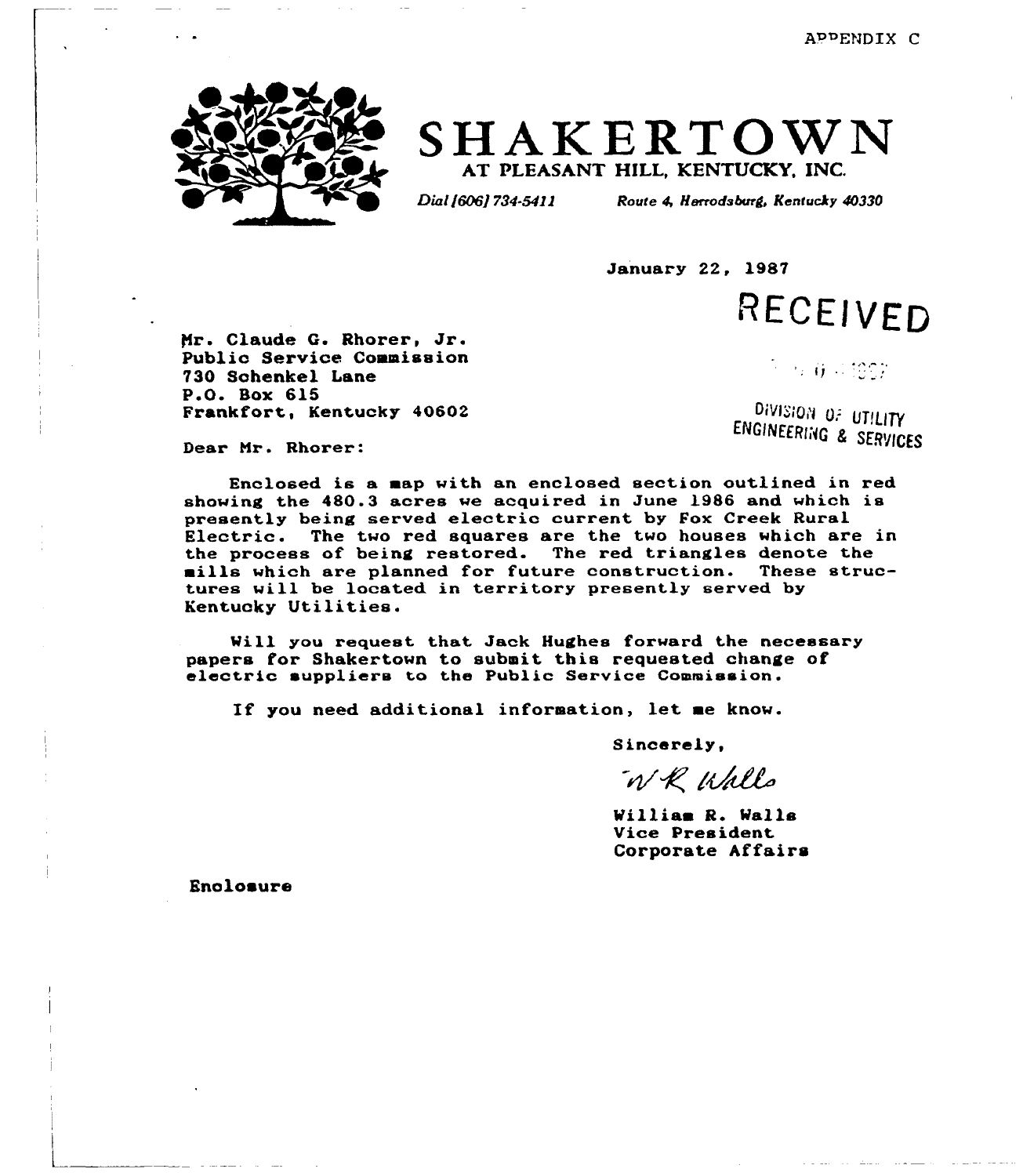APPENDIX C

# SHAKERTOWN

AT PLEASANT HILL, KENTUCKY, INC.

*Dial (606) 734-5411* *Route 4, Harrodsburg, Kentucky 40330*

January 22, 1987

RECEIVED

DIVISION OF UTILITY ENGINEERING & SERVICES

Mr. Claude G. Rhorer, Jr.
Public Service Commission
730 Schenkel Lane
P.O. Box 615
Frankfort, Kentucky 40602

Dear Mr. Rhorer:

Enclosed is a map with an enclosed section outlined in red showing the 480.3 acres we acquired in June 1986 and which is presently being served electric current by Fox Creek Rural Electric. The two red squares are the two houses which are in the process of being restored. The red triangles denote the mills which are planned for future construction. These structures will be located in territory presently served by Kentucky Utilities.

Will you request that Jack Hughes forward the necessary papers for Shakertown to submit this requested change of electric suppliers to the Public Service Commission.

If you need additional information, let me know.

Sincerely,

W R Walls

William R. Walls
Vice President
Corporate Affairs

Enclosure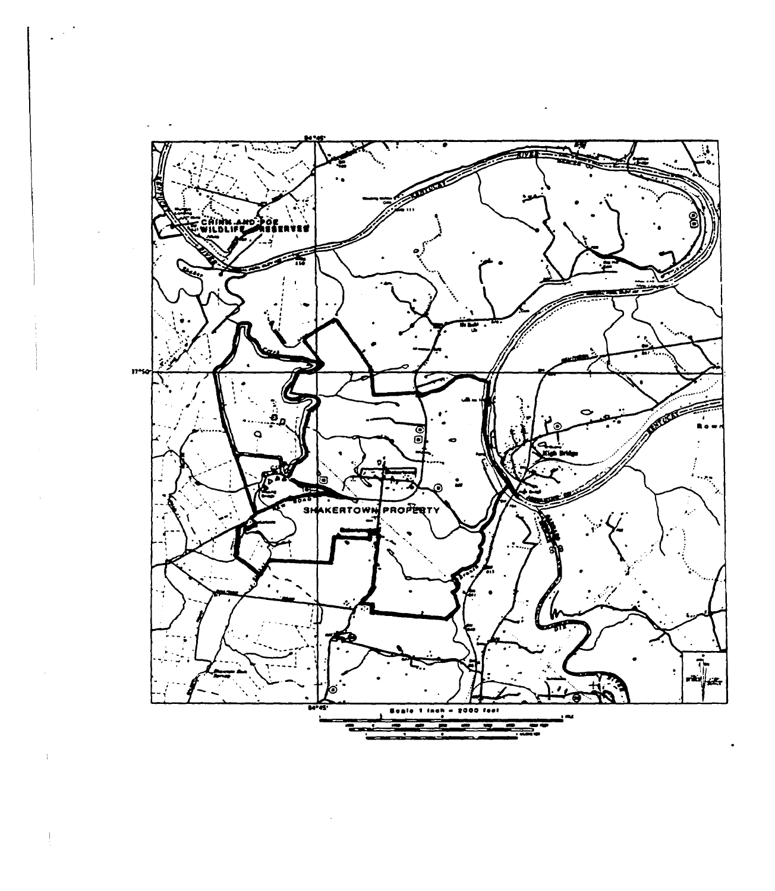CHINN AND POE WILDLIFE RESERVES

SHAKERTOWN PROPERTY

High Bridge

KENTUCKY RIVER

84°45'

37°50'

Scale 1 inch = 2000 feet